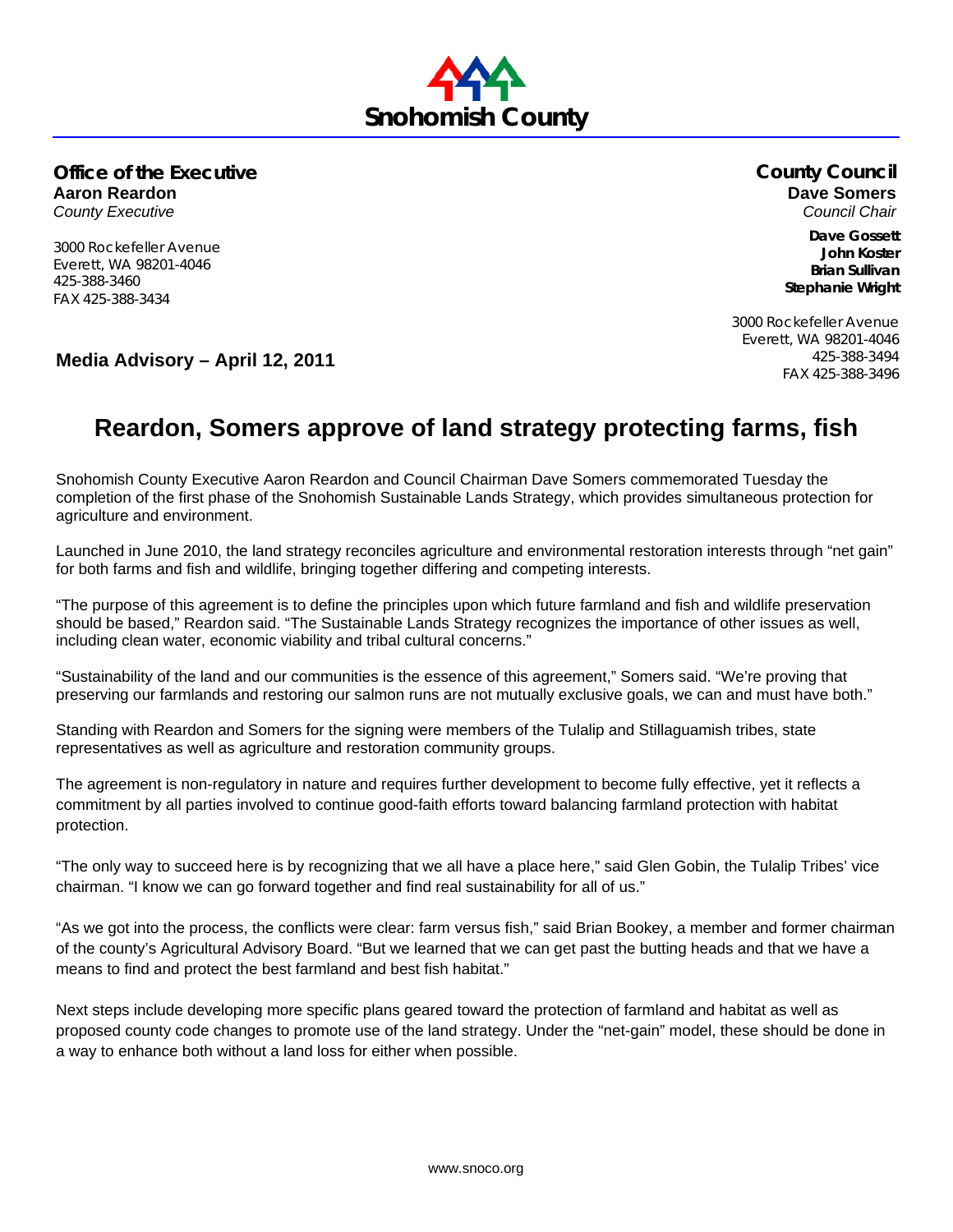Snohomish County

**Office of the Executive**
**Aaron Reardon**
*County Executive*

3000 Rockefeller Avenue
Everett, WA 98201-4046
425-388-3460
FAX 425-388-3434

**County Council**
**Dave Somers**
*Council Chair*

**Dave Gossett**
**John Koster**
**Brian Sullivan**
**Stephanie Wright**

3000 Rockefeller Avenue
Everett, WA 98201-4046
425-388-3494
FAX 425-388-3496

**Media Advisory – April 12, 2011**

# Reardon, Somers approve of land strategy protecting farms, fish

Snohomish County Executive Aaron Reardon and Council Chairman Dave Somers commemorated Tuesday the completion of the first phase of the Snohomish Sustainable Lands Strategy, which provides simultaneous protection for agriculture and environment.

Launched in June 2010, the land strategy reconciles agriculture and environmental restoration interests through "net gain" for both farms and fish and wildlife, bringing together differing and competing interests.

"The purpose of this agreement is to define the principles upon which future farmland and fish and wildlife preservation should be based," Reardon said. "The Sustainable Lands Strategy recognizes the importance of other issues as well, including clean water, economic viability and tribal cultural concerns."

"Sustainability of the land and our communities is the essence of this agreement," Somers said. "We're proving that preserving our farmlands and restoring our salmon runs are not mutually exclusive goals, we can and must have both."

Standing with Reardon and Somers for the signing were members of the Tulalip and Stillaguamish tribes, state representatives as well as agriculture and restoration community groups.

The agreement is non-regulatory in nature and requires further development to become fully effective, yet it reflects a commitment by all parties involved to continue good-faith efforts toward balancing farmland protection with habitat protection.

"The only way to succeed here is by recognizing that we all have a place here," said Glen Gobin, the Tulalip Tribes' vice chairman. "I know we can go forward together and find real sustainability for all of us."

"As we got into the process, the conflicts were clear: farm versus fish," said Brian Bookey, a member and former chairman of the county's Agricultural Advisory Board. "But we learned that we can get past the butting heads and that we have a means to find and protect the best farmland and best fish habitat."

Next steps include developing more specific plans geared toward the protection of farmland and habitat as well as proposed county code changes to promote use of the land strategy. Under the "net-gain" model, these should be done in a way to enhance both without a land loss for either when possible.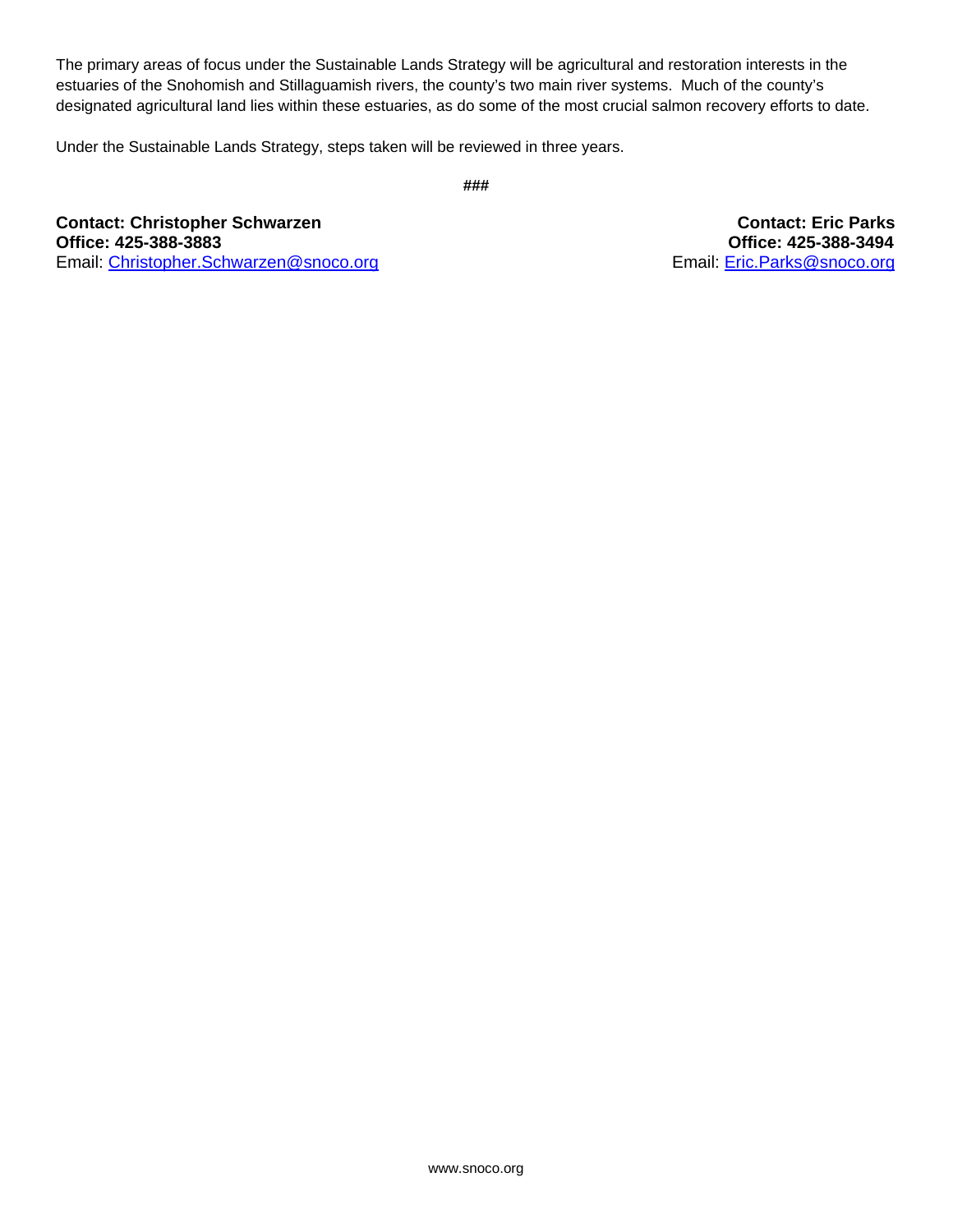The primary areas of focus under the Sustainable Lands Strategy will be agricultural and restoration interests in the estuaries of the Snohomish and Stillaguamish rivers, the county's two main river systems. Much of the county's designated agricultural land lies within these estuaries, as do some of the most crucial salmon recovery efforts to date.

Under the Sustainable Lands Strategy, steps taken will be reviewed in three years.

###

**Contact: Christopher Schwarzen**
**Office: 425-388-3883**
Email: Christopher.Schwarzen@snoco.org

**Contact: Eric Parks**
**Office: 425-388-3494**
Email: Eric.Parks@snoco.org